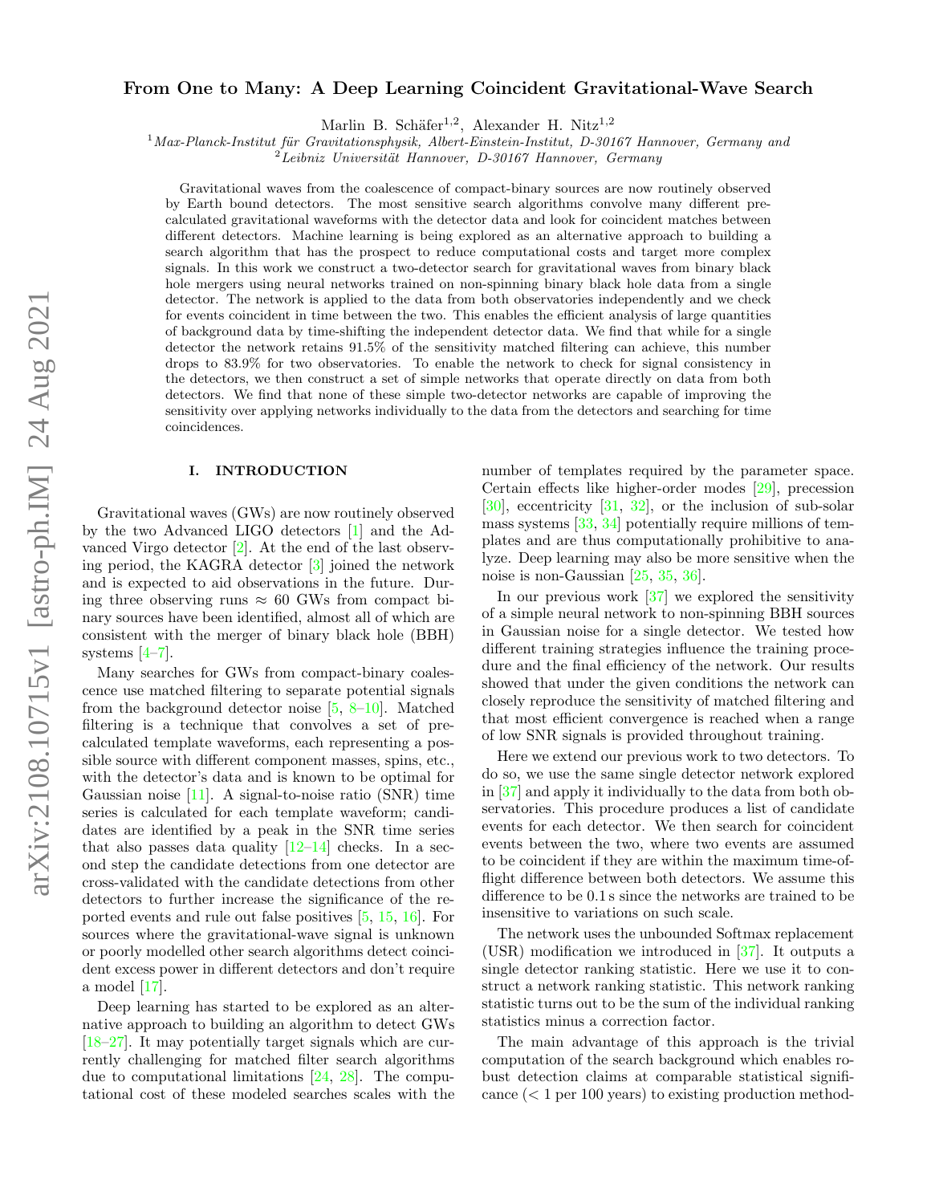# From One to Many: A Deep Learning Coincident Gravitational-Wave Search

Marlin B. Schäfer[1,2], Alexander H. Nitz[1,2]

[1] *Max-Planck-Institut für Gravitationsphysik, Albert-Einstein-Institut, D-30167 Hannover, Germany and*
[2] *Leibniz Universität Hannover, D-30167 Hannover, Germany*

Gravitational waves from the coalescence of compact-binary sources are now routinely observed by Earth bound detectors. The most sensitive search algorithms convolve many different pre-calculated gravitational waveforms with the detector data and look for coincident matches between different detectors. Machine learning is being explored as an alternative approach to building a search algorithm that has the prospect to reduce computational costs and target more complex signals. In this work we construct a two-detector search for gravitational waves from binary black hole mergers using neural networks trained on non-spinning binary black hole data from a single detector. The network is applied to the data from both observatories independently and we check for events coincident in time between the two. This enables the efficient analysis of large quantities of background data by time-shifting the independent detector data. We find that while for a single detector the network retains 91.5% of the sensitivity matched filtering can achieve, this number drops to 83.9% for two observatories. To enable the network to check for signal consistency in the detectors, we then construct a set of simple networks that operate directly on data from both detectors. We find that none of these simple two-detector networks are capable of improving the sensitivity over applying networks individually to the data from the detectors and searching for time coincidences.

## I. INTRODUCTION

Gravitational waves (GWs) are now routinely observed by the two Advanced LIGO detectors [1] and the Advanced Virgo detector [2]. At the end of the last observing period, the KAGRA detector [3] joined the network and is expected to aid observations in the future. During three observing runs $\approx 60$ GWs from compact binary sources have been identified, almost all of which are consistent with the merger of binary black hole (BBH) systems [4–7].

Many searches for GWs from compact-binary coalescence use matched filtering to separate potential signals from the background detector noise [5, 8–10]. Matched filtering is a technique that convolves a set of pre-calculated template waveforms, each representing a possible source with different component masses, spins, etc., with the detector's data and is known to be optimal for Gaussian noise [11]. A signal-to-noise ratio (SNR) time series is calculated for each template waveform; candidates are identified by a peak in the SNR time series that also passes data quality [12–14] checks. In a second step the candidate detections from one detector are cross-validated with the candidate detections from other detectors to further increase the significance of the reported events and rule out false positives [5, 15, 16]. For sources where the gravitational-wave signal is unknown or poorly modelled other search algorithms detect coincident excess power in different detectors and don't require a model [17].

Deep learning has started to be explored as an alternative approach to building an algorithm to detect GWs [18–27]. It may potentially target signals which are currently challenging for matched filter search algorithms due to computational limitations [24, 28]. The computational cost of these modeled searches scales with the number of templates required by the parameter space. Certain effects like higher-order modes [29], precession [30], eccentricity [31, 32], or the inclusion of sub-solar mass systems [33, 34] potentially require millions of templates and are thus computationally prohibitive to analyze. Deep learning may also be more sensitive when the noise is non-Gaussian [25, 35, 36].

In our previous work [37] we explored the sensitivity of a simple neural network to non-spinning BBH sources in Gaussian noise for a single detector. We tested how different training strategies influence the training procedure and the final efficiency of the network. Our results showed that under the given conditions the network can closely reproduce the sensitivity of matched filtering and that most efficient convergence is reached when a range of low SNR signals is provided throughout training.

Here we extend our previous work to two detectors. To do so, we use the same single detector network explored in [37] and apply it individually to the data from both observatories. This procedure produces a list of candidate events for each detector. We then search for coincident events between the two, where two events are assumed to be coincident if they are within the maximum time-of-flight difference between both detectors. We assume this difference to be 0.1 s since the networks are trained to be insensitive to variations on such scale.

The network uses the unbounded Softmax replacement (USR) modification we introduced in [37]. It outputs a single detector ranking statistic. Here we use it to construct a network ranking statistic. This network ranking statistic turns out to be the sum of the individual ranking statistics minus a correction factor.

The main advantage of this approach is the trivial computation of the search background which enables robust detection claims at comparable statistical significance (< 1 per 100 years) to existing production method-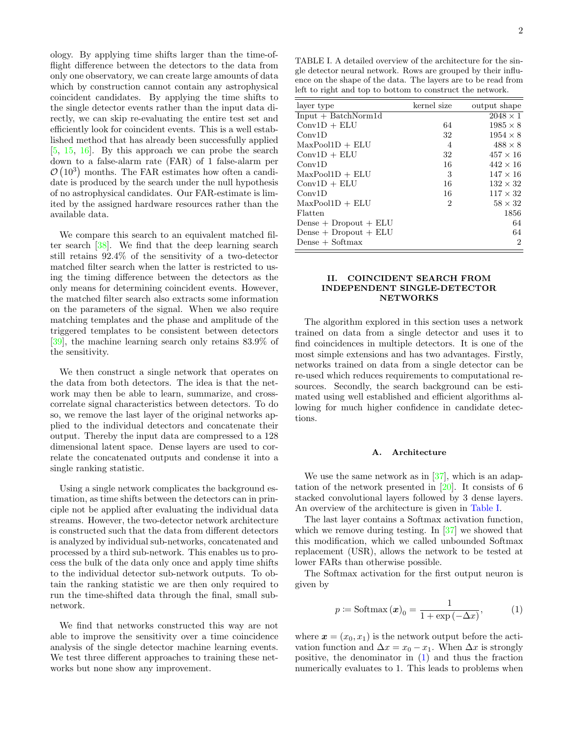ology. By applying time shifts larger than the time-of-flight difference between the detectors to the data from only one observatory, we can create large amounts of data which by construction cannot contain any astrophysical coincident candidates. By applying the time shifts to the single detector events rather than the input data directly, we can skip re-evaluating the entire test set and efficiently look for coincident events. This is a well established method that has already been successfully applied [5, 15, 16]. By this approach we can probe the search down to a false-alarm rate (FAR) of 1 false-alarm per $\mathcal{O}(10^3)$ months. The FAR estimates how often a candidate is produced by the search under the null hypothesis of no astrophysical candidates. Our FAR-estimate is limited by the assigned hardware resources rather than the available data.

We compare this search to an equivalent matched filter search [38]. We find that the deep learning search still retains 92.4% of the sensitivity of a two-detector matched filter search when the latter is restricted to using the timing difference between the detectors as the only means for determining coincident events. However, the matched filter search also extracts some information on the parameters of the signal. When we also require matching templates and the phase and amplitude of the triggered templates to be consistent between detectors [39], the machine learning search only retains 83.9% of the sensitivity.

We then construct a single network that operates on the data from both detectors. The idea is that the network may then be able to learn, summarize, and cross-correlate signal characteristics between detectors. To do so, we remove the last layer of the original networks applied to the individual detectors and concatenate their output. Thereby the input data are compressed to a 128 dimensional latent space. Dense layers are used to correlate the concatenated outputs and condense it into a single ranking statistic.

Using a single network complicates the background estimation, as time shifts between the detectors can in principle not be applied after evaluating the individual data streams. However, the two-detector network architecture is constructed such that the data from different detectors is analyzed by individual sub-networks, concatenated and processed by a third sub-network. This enables us to process the bulk of the data only once and apply time shifts to the individual detector sub-network outputs. To obtain the ranking statistic we are then only required to run the time-shifted data through the final, small sub-network.

We find that networks constructed this way are not able to improve the sensitivity over a time coincidence analysis of the single detector machine learning events. We test three different approaches to training these networks but none show any improvement.

TABLE I. A detailed overview of the architecture for the single detector neural network. Rows are grouped by their influence on the shape of the data. The layers are to be read from left to right and top to bottom to construct the network.

| layer type | kernel size | output shape |
|---|---|---|
| Input + BatchNorm1d | | $2048 \times 1$ |
| Conv1D + ELU | 64 | $1985 \times 8$ |
| Conv1D | 32 | $1954 \times 8$ |
| MaxPool1D + ELU | 4 | $488 \times 8$ |
| Conv1D + ELU | 32 | $457 \times 16$ |
| Conv1D | 16 | $442 \times 16$ |
| MaxPool1D + ELU | 3 | $147 \times 16$ |
| Conv1D + ELU | 16 | $132 \times 32$ |
| Conv1D | 16 | $117 \times 32$ |
| MaxPool1D + ELU | 2 | $58 \times 32$ |
| Flatten | | 1856 |
| Dense + Dropout + ELU | | 64 |
| Dense + Dropout + ELU | | 64 |
| Dense + Softmax | | 2 |

## II. COINCIDENT SEARCH FROM INDEPENDENT SINGLE-DETECTOR NETWORKS

The algorithm explored in this section uses a network trained on data from a single detector and uses it to find coincidences in multiple detectors. It is one of the most simple extensions and has two advantages. Firstly, networks trained on data from a single detector can be re-used which reduces requirements to computational resources. Secondly, the search background can be estimated using well established and efficient algorithms allowing for much higher confidence in candidate detections.

### A. Architecture

We use the same network as in [37], which is an adaptation of the network presented in [20]. It consists of 6 stacked convolutional layers followed by 3 dense layers. An overview of the architecture is given in Table I.

The last layer contains a Softmax activation function, which we remove during testing. In [37] we showed that this modification, which we called unbounded Softmax replacement (USR), allows the network to be tested at lower FARs than otherwise possible.

The Softmax activation for the first output neuron is given by

$$p \coloneqq \text{Softmax}(\boldsymbol{x})_0 = \frac{1}{1 + \exp(-\Delta x)}, \tag{1}$$

where $\boldsymbol{x} = (x_0, x_1)$ is the network output before the activation function and $\Delta x = x_0 - x_1$. When $\Delta x$ is strongly positive, the denominator in (1) and thus the fraction numerically evaluates to 1. This leads to problems when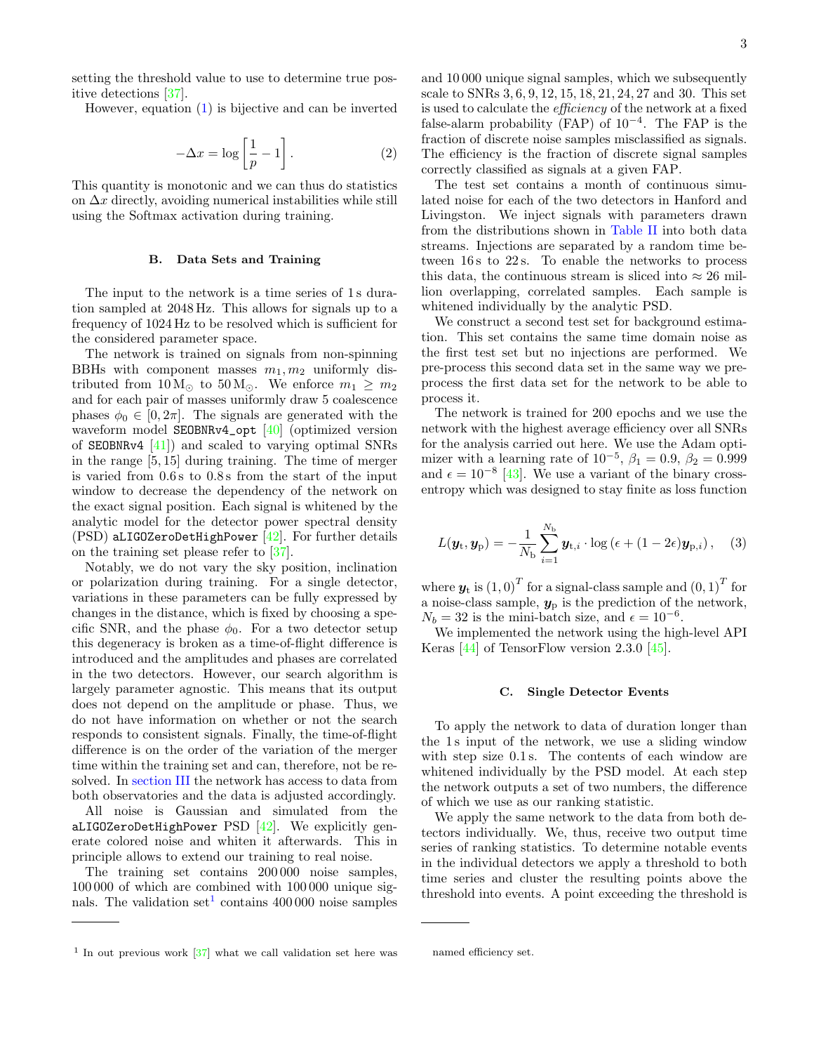setting the threshold value to use to determine true positive detections [37].

However, equation (1) is bijective and can be inverted

$$-\Delta x = \log \left[ \frac{1}{p} - 1 \right]. \qquad (2)$$

This quantity is monotonic and we can thus do statistics on $\Delta x$ directly, avoiding numerical instabilities while still using the Softmax activation during training.

### B. Data Sets and Training

The input to the network is a time series of 1 s duration sampled at 2048 Hz. This allows for signals up to a frequency of 1024 Hz to be resolved which is sufficient for the considered parameter space.

The network is trained on signals from non-spinning BBHs with component masses $m_1, m_2$ uniformly distributed from $10\,\mathrm{M}_\odot$ to $50\,\mathrm{M}_\odot$. We enforce $m_1 \geq m_2$ and for each pair of masses uniformly draw 5 coalescence phases $\phi_0 \in [0, 2\pi]$. The signals are generated with the waveform model `SEOBNRv4_opt` [40] (optimized version of `SEOBNRv4` [41]) and scaled to varying optimal SNRs in the range [5, 15] during training. The time of merger is varied from 0.6 s to 0.8 s from the start of the input window to decrease the dependency of the network on the exact signal position. Each signal is whitened by the analytic model for the detector power spectral density (PSD) `aLIGOZeroDetHighPower` [42]. For further details on the training set please refer to [37].

Notably, we do not vary the sky position, inclination or polarization during training. For a single detector, variations in these parameters can be fully expressed by changes in the distance, which is fixed by choosing a specific SNR, and the phase $\phi_0$. For a two detector setup this degeneracy is broken as a time-of-flight difference is introduced and the amplitudes and phases are correlated in the two detectors. However, our search algorithm is largely parameter agnostic. This means that its output does not depend on the amplitude or phase. Thus, we do not have information on whether or not the search responds to consistent signals. Finally, the time-of-flight difference is on the order of the variation of the merger time within the training set and can, therefore, not be resolved. In section III the network has access to data from both observatories and the data is adjusted accordingly.

All noise is Gaussian and simulated from the `aLIGOZeroDetHighPower` PSD [42]. We explicitly generate colored noise and whiten it afterwards. This in principle allows to extend our training to real noise.

The training set contains 200 000 noise samples, 100 000 of which are combined with 100 000 unique signals. The validation set[1] contains 400 000 noise samples and 10 000 unique signal samples, which we subsequently scale to SNRs 3, 6, 9, 12, 15, 18, 21, 24, 27 and 30. This set is used to calculate the *efficiency* of the network at a fixed false-alarm probability (FAP) of $10^{-4}$. The FAP is the fraction of discrete noise samples misclassified as signals. The efficiency is the fraction of discrete signal samples correctly classified as signals at a given FAP.

The test set contains a month of continuous simulated noise for each of the two detectors in Hanford and Livingston. We inject signals with parameters drawn from the distributions shown in Table II into both data streams. Injections are separated by a random time between 16 s to 22 s. To enable the networks to process this data, the continuous stream is sliced into ≈ 26 million overlapping, correlated samples. Each sample is whitened individually by the analytic PSD.

We construct a second test set for background estimation. This set contains the same time domain noise as the first test set but no injections are performed. We pre-process this second data set in the same way we preprocess the first data set for the network to be able to process it.

The network is trained for 200 epochs and we use the network with the highest average efficiency over all SNRs for the analysis carried out here. We use the Adam optimizer with a learning rate of $10^{-5}$, $\beta_1 = 0.9$, $\beta_2 = 0.999$ and $\epsilon = 10^{-8}$ [43]. We use a variant of the binary cross-entropy which was designed to stay finite as loss function

$$L(\boldsymbol{y}_\mathrm{t}, \boldsymbol{y}_\mathrm{p}) = -\frac{1}{N_\mathrm{b}} \sum_{i=1}^{N_\mathrm{b}} \boldsymbol{y}_{\mathrm{t},i} \cdot \log\left(\epsilon + (1 - 2\epsilon)\boldsymbol{y}_{\mathrm{p},i}\right), \qquad (3)$$

where $\boldsymbol{y}_\mathrm{t}$ is $(1, 0)^T$ for a signal-class sample and $(0, 1)^T$ for a noise-class sample, $\boldsymbol{y}_\mathrm{p}$ is the prediction of the network, $N_b = 32$ is the mini-batch size, and $\epsilon = 10^{-6}$.

We implemented the network using the high-level API Keras [44] of TensorFlow version 2.3.0 [45].

### C. Single Detector Events

To apply the network to data of duration longer than the 1 s input of the network, we use a sliding window with step size 0.1 s. The contents of each window are whitened individually by the PSD model. At each step the network outputs a set of two numbers, the difference of which we use as our ranking statistic.

We apply the same network to the data from both detectors individually. We, thus, receive two output time series of ranking statistics. To determine notable events in the individual detectors we apply a threshold to both time series and cluster the resulting points above the threshold into events. A point exceeding the threshold is

---

[1] In out previous work [37] what we call validation set here was named efficiency set.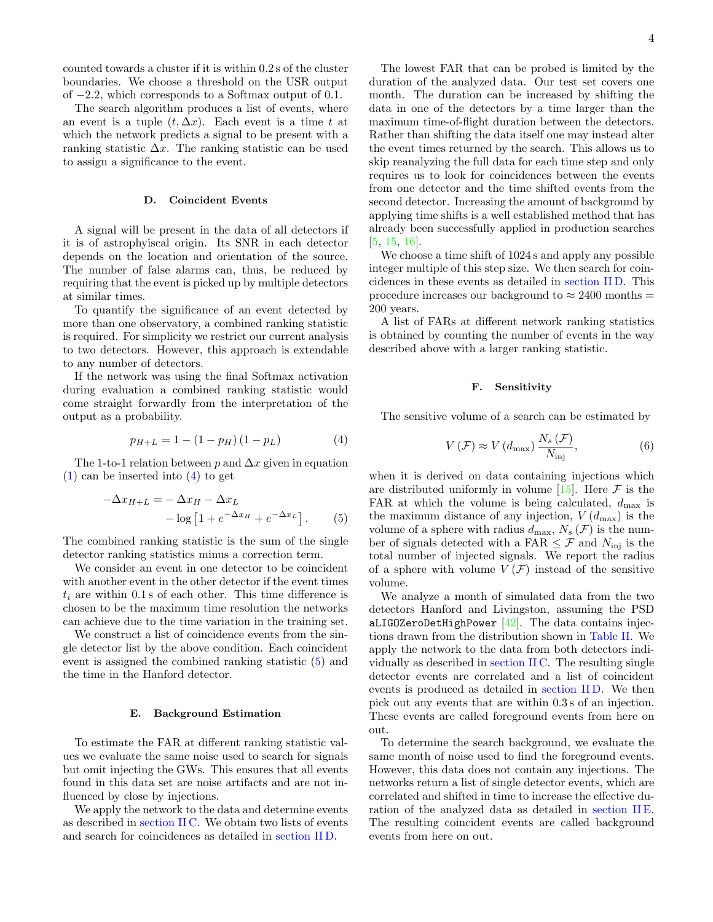counted towards a cluster if it is within 0.2 s of the cluster boundaries. We choose a threshold on the USR output of −2.2, which corresponds to a Softmax output of 0.1.

The search algorithm produces a list of events, where an event is a tuple $(t, \Delta x)$. Each event is a time $t$ at which the network predicts a signal to be present with a ranking statistic $\Delta x$. The ranking statistic can be used to assign a significance to the event.

### D. Coincident Events

A signal will be present in the data of all detectors if it is of astrophyiscal origin. Its SNR in each detector depends on the location and orientation of the source. The number of false alarms can, thus, be reduced by requiring that the event is picked up by multiple detectors at similar times.

To quantify the significance of an event detected by more than one observatory, a combined ranking statistic is required. For simplicity we restrict our current analysis to two detectors. However, this approach is extendable to any number of detectors.

If the network was using the final Softmax activation during evaluation a combined ranking statistic would come straight forwardly from the interpretation of the output as a probability.

$$p_{H+L} = 1 - (1 - p_H)(1 - p_L) \tag{4}$$

The 1-to-1 relation between $p$ and $\Delta x$ given in equation (1) can be inserted into (4) to get

$$\begin{aligned} -\Delta x_{H+L} = & -\Delta x_H - \Delta x_L \\ & - \log\left[1 + e^{-\Delta x_H} + e^{-\Delta x_L}\right]. \end{aligned} \tag{5}$$

The combined ranking statistic is the sum of the single detector ranking statistics minus a correction term.

We consider an event in one detector to be coincident with another event in the other detector if the event times $t_i$ are within 0.1 s of each other. This time difference is chosen to be the maximum time resolution the networks can achieve due to the time variation in the training set.

We construct a list of coincidence events from the single detector list by the above condition. Each coincident event is assigned the combined ranking statistic (5) and the time in the Hanford detector.

### E. Background Estimation

To estimate the FAR at different ranking statistic values we evaluate the same noise used to search for signals but omit injecting the GWs. This ensures that all events found in this data set are noise artifacts and are not influenced by close by injections.

We apply the network to the data and determine events as described in section II C. We obtain two lists of events and search for coincidences as detailed in section II D.

The lowest FAR that can be probed is limited by the duration of the analyzed data. Our test set covers one month. The duration can be increased by shifting the data in one of the detectors by a time larger than the maximum time-of-flight duration between the detectors. Rather than shifting the data itself one may instead alter the event times returned by the search. This allows us to skip reanalyzing the full data for each time step and only requires us to look for coincidences between the events from one detector and the time shifted events from the second detector. Increasing the amount of background by applying time shifts is a well established method that has already been successfully applied in production searches [5, 15, 16].

We choose a time shift of 1024 s and apply any possible integer multiple of this step size. We then search for coincidences in these events as detailed in section II D. This procedure increases our background to ≈ 2400 months = 200 years.

A list of FARs at different network ranking statistics is obtained by counting the number of events in the way described above with a larger ranking statistic.

### F. Sensitivity

The sensitive volume of a search can be estimated by

$$V(\mathcal{F}) \approx V(d_{\max}) \frac{N_s(\mathcal{F})}{N_{\text{inj}}}, \tag{6}$$

when it is derived on data containing injections which are distributed uniformly in volume [15]. Here $\mathcal{F}$ is the FAR at which the volume is being calculated, $d_{\max}$ is the maximum distance of any injection, $V(d_{\max})$ is the volume of a sphere with radius $d_{\max}$, $N_s(\mathcal{F})$ is the number of signals detected with a FAR $\leq \mathcal{F}$ and $N_{\text{inj}}$ is the total number of injected signals. We report the radius of a sphere with volume $V(\mathcal{F})$ instead of the sensitive volume.

We analyze a month of simulated data from the two detectors Hanford and Livingston, assuming the PSD `aLIGOZeroDetHighPower` [42]. The data contains injections drawn from the distribution shown in Table II. We apply the network to the data from both detectors individually as described in section II C. The resulting single detector events are correlated and a list of coincident events is produced as detailed in section II D. We then pick out any events that are within 0.3 s of an injection. These events are called foreground events from here on out.

To determine the search background, we evaluate the same month of noise used to find the foreground events. However, this data does not contain any injections. The networks return a list of single detector events, which are correlated and shifted in time to increase the effective duration of the analyzed data as detailed in section II E. The resulting coincident events are called background events from here on out.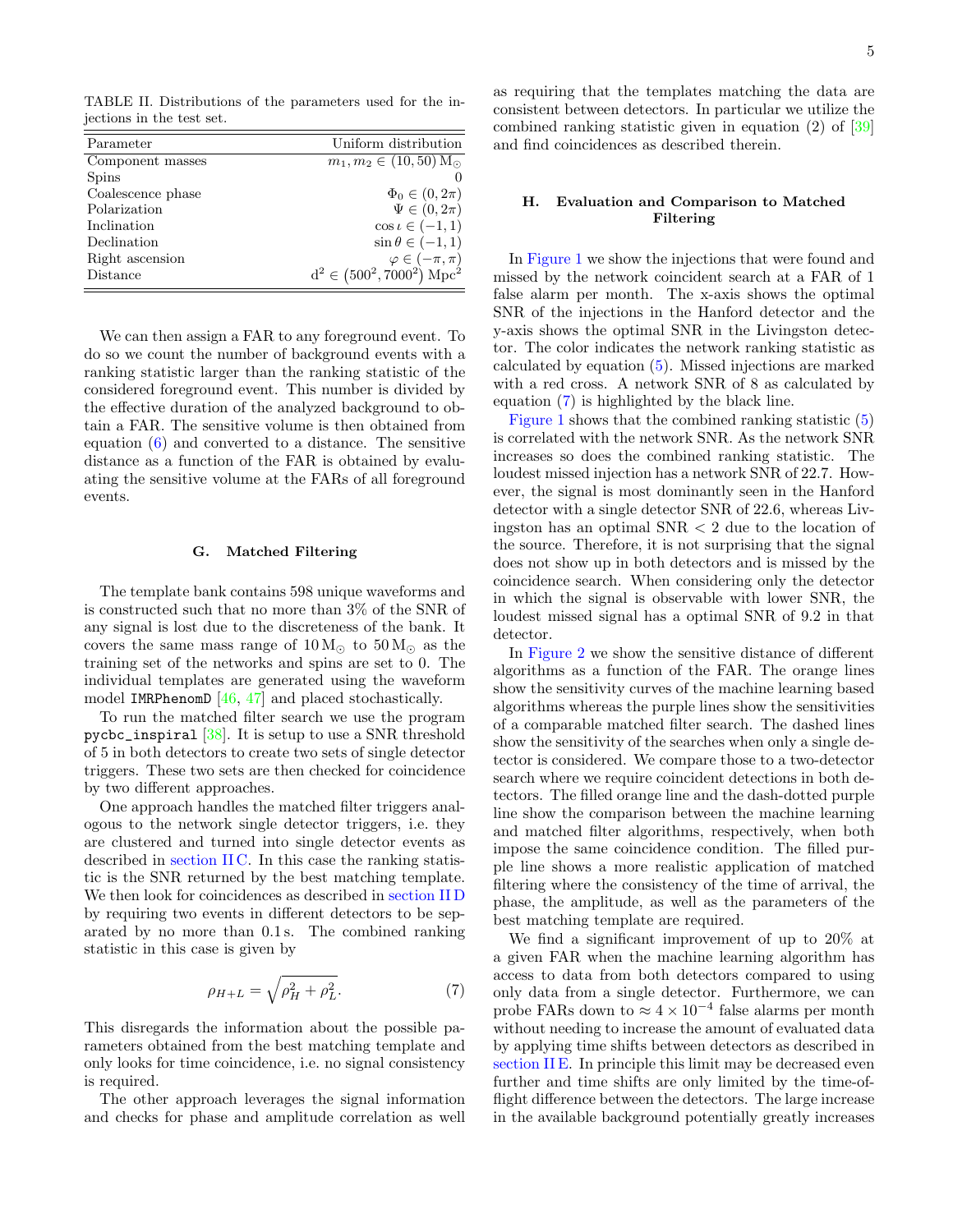TABLE II. Distributions of the parameters used for the injections in the test set.

| Parameter | Uniform distribution |
|---|---|
| Component masses | $m_1, m_2 \in (10, 50)\,\mathrm{M}_\odot$ |
| Spins | 0 |
| Coalescence phase | $\Phi_0 \in (0, 2\pi)$ |
| Polarization | $\Psi \in (0, 2\pi)$ |
| Inclination | $\cos\iota \in (-1, 1)$ |
| Declination | $\sin\theta \in (-1, 1)$ |
| Right ascension | $\varphi \in (-\pi, \pi)$ |
| Distance | $\mathrm{d}^2 \in \left(500^2, 7000^2\right)\,\mathrm{Mpc}^2$ |

We can then assign a FAR to any foreground event. To do so we count the number of background events with a ranking statistic larger than the ranking statistic of the considered foreground event. This number is divided by the effective duration of the analyzed background to obtain a FAR. The sensitive volume is then obtained from equation (6) and converted to a distance. The sensitive distance as a function of the FAR is obtained by evaluating the sensitive volume at the FARs of all foreground events.

### G. Matched Filtering

The template bank contains 598 unique waveforms and is constructed such that no more than 3% of the SNR of any signal is lost due to the discreteness of the bank. It covers the same mass range of $10\,\mathrm{M}_\odot$ to $50\,\mathrm{M}_\odot$ as the training set of the networks and spins are set to 0. The individual templates are generated using the waveform model `IMRPhenomD` [46, 47] and placed stochastically.

To run the matched filter search we use the program `pycbc_inspiral` [38]. It is setup to use a SNR threshold of 5 in both detectors to create two sets of single detector triggers. These two sets are then checked for coincidence by two different approaches.

One approach handles the matched filter triggers analogous to the network single detector triggers, i.e. they are clustered and turned into single detector events as described in section II C. In this case the ranking statistic is the SNR returned by the best matching template. We then look for coincidences as described in section II D by requiring two events in different detectors to be separated by no more than 0.1 s. The combined ranking statistic in this case is given by

$$\rho_{H+L} = \sqrt{\rho_H^2 + \rho_L^2}. \tag{7}$$

This disregards the information about the possible parameters obtained from the best matching template and only looks for time coincidence, i.e. no signal consistency is required.

The other approach leverages the signal information and checks for phase and amplitude correlation as well as requiring that the templates matching the data are consistent between detectors. In particular we utilize the combined ranking statistic given in equation (2) of [39] and find coincidences as described therein.

### H. Evaluation and Comparison to Matched Filtering

In Figure 1 we show the injections that were found and missed by the network coincident search at a FAR of 1 false alarm per month. The x-axis shows the optimal SNR of the injections in the Hanford detector and the y-axis shows the optimal SNR in the Livingston detector. The color indicates the network ranking statistic as calculated by equation (5). Missed injections are marked with a red cross. A network SNR of 8 as calculated by equation (7) is highlighted by the black line.

Figure 1 shows that the combined ranking statistic (5) is correlated with the network SNR. As the network SNR increases so does the combined ranking statistic. The loudest missed injection has a network SNR of 22.7. However, the signal is most dominantly seen in the Hanford detector with a single detector SNR of 22.6, whereas Livingston has an optimal SNR $< 2$ due to the location of the source. Therefore, it is not surprising that the signal does not show up in both detectors and is missed by the coincidence search. When considering only the detector in which the signal is observable with lower SNR, the loudest missed signal has a optimal SNR of 9.2 in that detector.

In Figure 2 we show the sensitive distance of different algorithms as a function of the FAR. The orange lines show the sensitivity curves of the machine learning based algorithms whereas the purple lines show the sensitivities of a comparable matched filter search. The dashed lines show the sensitivity of the searches when only a single detector is considered. We compare those to a two-detector search where we require coincident detections in both detectors. The filled orange line and the dash-dotted purple line show the comparison between the machine learning and matched filter algorithms, respectively, when both impose the same coincidence condition. The filled purple line shows a more realistic application of matched filtering where the consistency of the time of arrival, the phase, the amplitude, as well as the parameters of the best matching template are required.

We find a significant improvement of up to 20% at a given FAR when the machine learning algorithm has access to data from both detectors compared to using only data from a single detector. Furthermore, we can probe FARs down to $\approx 4 \times 10^{-4}$ false alarms per month without needing to increase the amount of evaluated data by applying time shifts between detectors as described in section II E. In principle this limit may be decreased even further and time shifts are only limited by the time-of-flight difference between the detectors. The large increase in the available background potentially greatly increases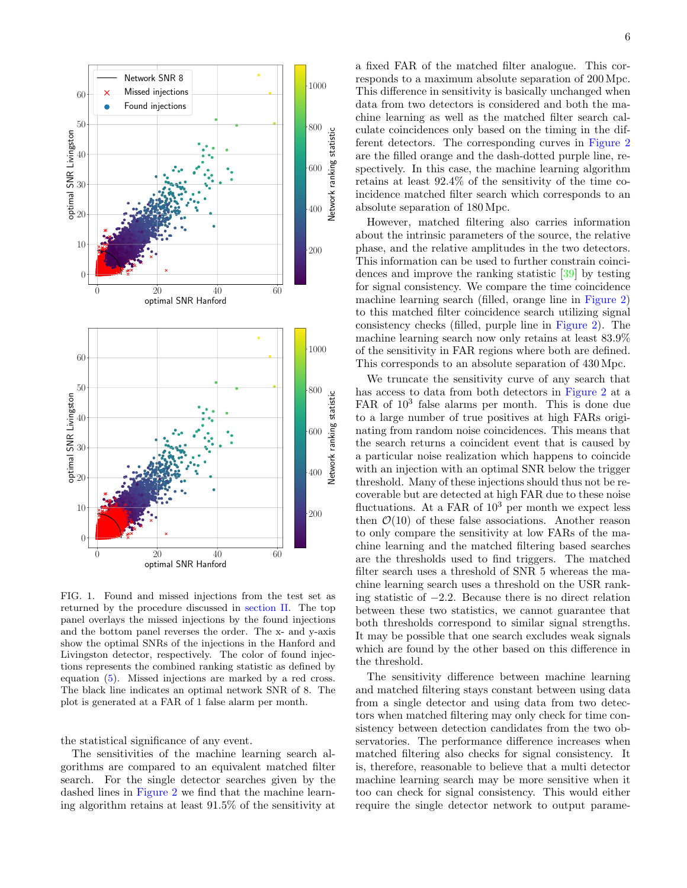FIG. 1. Found and missed injections from the test set as returned by the procedure discussed in section II. The top panel overlays the missed injections by the found injections and the bottom panel reverses the order. The x- and y-axis show the optimal SNRs of the injections in the Hanford and Livingston detector, respectively. The color of found injections represents the combined ranking statistic as defined by equation (5). Missed injections are marked by a red cross. The black line indicates an optimal network SNR of 8. The plot is generated at a FAR of 1 false alarm per month.

the statistical significance of any event.

The sensitivities of the machine learning search algorithms are compared to an equivalent matched filter search. For the single detector searches given by the dashed lines in Figure 2 we find that the machine learning algorithm retains at least 91.5% of the sensitivity at a fixed FAR of the matched filter analogue. This corresponds to a maximum absolute separation of 200 Mpc. This difference in sensitivity is basically unchanged when data from two detectors is considered and both the machine learning as well as the matched filter search calculate coincidences only based on the timing in the different detectors. The corresponding curves in Figure 2 are the filled orange and the dash-dotted purple line, respectively. In this case, the machine learning algorithm retains at least 92.4% of the sensitivity of the time coincidence matched filter search which corresponds to an absolute separation of 180 Mpc.

However, matched filtering also carries information about the intrinsic parameters of the source, the relative phase, and the relative amplitudes in the two detectors. This information can be used to further constrain coincidences and improve the ranking statistic [39] by testing for signal consistency. We compare the time coincidence machine learning search (filled, orange line in Figure 2) to this matched filter coincidence search utilizing signal consistency checks (filled, purple line in Figure 2). The machine learning search now only retains at least 83.9% of the sensitivity in FAR regions where both are defined. This corresponds to an absolute separation of 430 Mpc.

We truncate the sensitivity curve of any search that has access to data from both detectors in Figure 2 at a FAR of $10^3$ false alarms per month. This is done due to a large number of true positives at high FARs originating from random noise coincidences. This means that the search returns a coincident event that is caused by a particular noise realization which happens to coincide with an injection with an optimal SNR below the trigger threshold. Many of these injections should thus not be recoverable but are detected at high FAR due to these noise fluctuations. At a FAR of $10^3$ per month we expect less then $\mathcal{O}(10)$ of these false associations. Another reason to only compare the sensitivity at low FARs of the machine learning and the matched filtering based searches are the thresholds used to find triggers. The matched filter search uses a threshold of SNR 5 whereas the machine learning search uses a threshold on the USR ranking statistic of $-2.2$. Because there is no direct relation between these two statistics, we cannot guarantee that both thresholds correspond to similar signal strengths. It may be possible that one search excludes weak signals which are found by the other based on this difference in the threshold.

The sensitivity difference between machine learning and matched filtering stays constant between using data from a single detector and using data from two detectors when matched filtering may only check for time consistency between detection candidates from the two observatories. The performance difference increases when matched filtering also checks for signal consistency. It is, therefore, reasonable to believe that a multi detector machine learning search may be more sensitive when it too can check for signal consistency. This would either require the single detector network to output parame-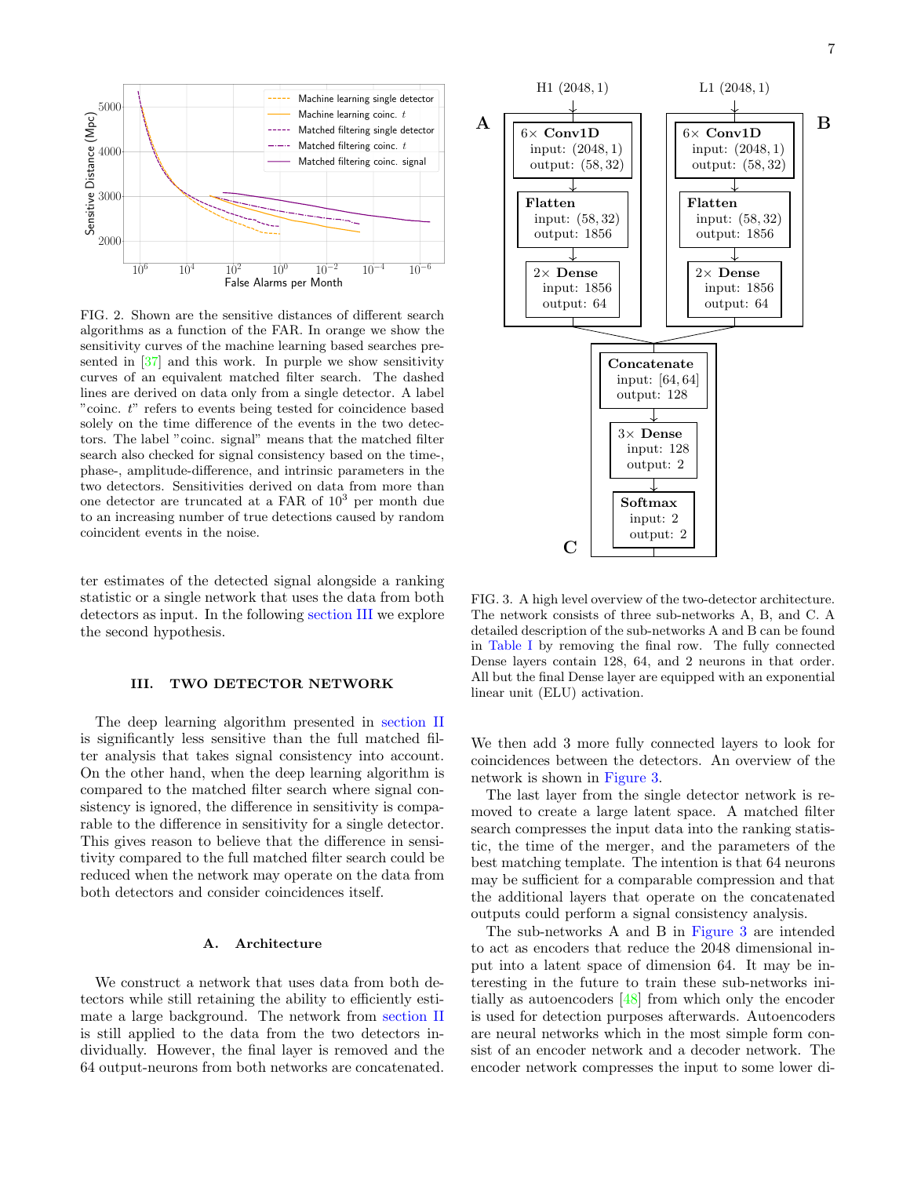FIG. 2. Shown are the sensitive distances of different search algorithms as a function of the FAR. In orange we show the sensitivity curves of the machine learning based searches presented in [37] and this work. In purple we show sensitivity curves of an equivalent matched filter search. The dashed lines are derived on data only from a single detector. A label "coinc. $t$" refers to events being tested for coincidence based solely on the time difference of the events in the two detectors. The label "coinc. signal" means that the matched filter search also checked for signal consistency based on the time-, phase-, amplitude-difference, and intrinsic parameters in the two detectors. Sensitivities derived on data from more than one detector are truncated at a FAR of $10^3$ per month due to an increasing number of true detections caused by random coincident events in the noise.

ter estimates of the detected signal alongside a ranking statistic or a single network that uses the data from both detectors as input. In the following section III we explore the second hypothesis.

## III. TWO DETECTOR NETWORK

The deep learning algorithm presented in section II is significantly less sensitive than the full matched filter analysis that takes signal consistency into account. On the other hand, when the deep learning algorithm is compared to the matched filter search where signal consistency is ignored, the difference in sensitivity is comparable to the difference in sensitivity for a single detector. This gives reason to believe that the difference in sensitivity compared to the full matched filter search could be reduced when the network may operate on the data from both detectors and consider coincidences itself.

### A. Architecture

We construct a network that uses data from both detectors while still retaining the ability to efficiently estimate a large background. The network from section II is still applied to the data from the two detectors individually. However, the final layer is removed and the 64 output-neurons from both networks are concatenated. We then add 3 more fully connected layers to look for coincidences between the detectors. An overview of the network is shown in Figure 3.

FIG. 3. A high level overview of the two-detector architecture. The network consists of three sub-networks A, B, and C. A detailed description of the sub-networks A and B can be found in Table I by removing the final row. The fully connected Dense layers contain 128, 64, and 2 neurons in that order. All but the final Dense layer are equipped with an exponential linear unit (ELU) activation.

The last layer from the single detector network is removed to create a large latent space. A matched filter search compresses the input data into the ranking statistic, the time of the merger, and the parameters of the best matching template. The intention is that 64 neurons may be sufficient for a comparable compression and that the additional layers that operate on the concatenated outputs could perform a signal consistency analysis.

The sub-networks A and B in Figure 3 are intended to act as encoders that reduce the 2048 dimensional input into a latent space of dimension 64. It may be interesting in the future to train these sub-networks initially as autoencoders [48] from which only the encoder is used for detection purposes afterwards. Autoencoders are neural networks which in the most simple form consist of an encoder network and a decoder network. The encoder network compresses the input to some lower di-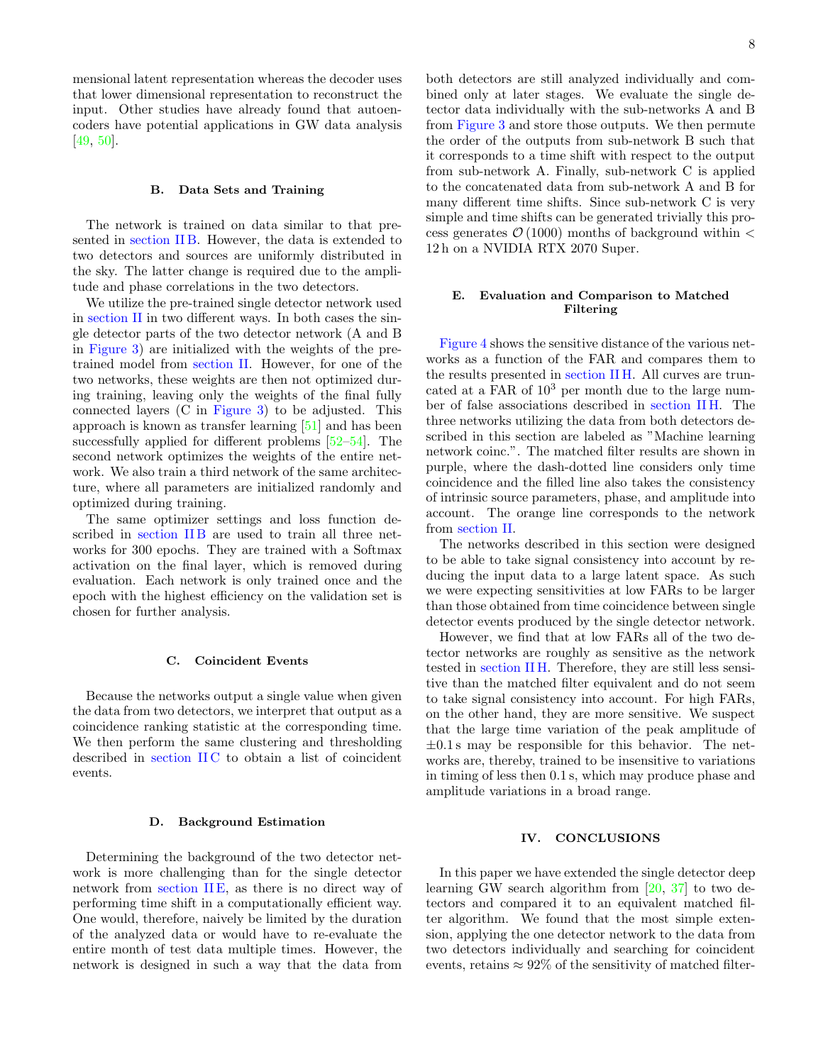mensional latent representation whereas the decoder uses that lower dimensional representation to reconstruct the input. Other studies have already found that autoencoders have potential applications in GW data analysis [49, 50].

### B. Data Sets and Training

The network is trained on data similar to that presented in section II B. However, the data is extended to two detectors and sources are uniformly distributed in the sky. The latter change is required due to the amplitude and phase correlations in the two detectors.

We utilize the pre-trained single detector network used in section II in two different ways. In both cases the single detector parts of the two detector network (A and B in Figure 3) are initialized with the weights of the pre-trained model from section II. However, for one of the two networks, these weights are then not optimized during training, leaving only the weights of the final fully connected layers (C in Figure 3) to be adjusted. This approach is known as transfer learning [51] and has been successfully applied for different problems [52–54]. The second network optimizes the weights of the entire network. We also train a third network of the same architecture, where all parameters are initialized randomly and optimized during training.

The same optimizer settings and loss function described in section II B are used to train all three networks for 300 epochs. They are trained with a Softmax activation on the final layer, which is removed during evaluation. Each network is only trained once and the epoch with the highest efficiency on the validation set is chosen for further analysis.

### C. Coincident Events

Because the networks output a single value when given the data from two detectors, we interpret that output as a coincidence ranking statistic at the corresponding time. We then perform the same clustering and thresholding described in section II C to obtain a list of coincident events.

### D. Background Estimation

Determining the background of the two detector network is more challenging than for the single detector network from section II E, as there is no direct way of performing time shift in a computationally efficient way. One would, therefore, naively be limited by the duration of the analyzed data or would have to re-evaluate the entire month of test data multiple times. However, the network is designed in such a way that the data from both detectors are still analyzed individually and combined only at later stages. We evaluate the single detector data individually with the sub-networks A and B from Figure 3 and store those outputs. We then permute the order of the outputs from sub-network B such that it corresponds to a time shift with respect to the output from sub-network A. Finally, sub-network C is applied to the concatenated data from sub-network A and B for many different time shifts. Since sub-network C is very simple and time shifts can be generated trivially this process generates $\mathcal{O}\left(1000\right)$ months of background within $<$ 12 h on a NVIDIA RTX 2070 Super.

### E. Evaluation and Comparison to Matched Filtering

Figure 4 shows the sensitive distance of the various networks as a function of the FAR and compares them to the results presented in section II H. All curves are truncated at a FAR of $10^3$ per month due to the large number of false associations described in section II H. The three networks utilizing the data from both detectors described in this section are labeled as "Machine learning network coinc.". The matched filter results are shown in purple, where the dash-dotted line considers only time coincidence and the filled line also takes the consistency of intrinsic source parameters, phase, and amplitude into account. The orange line corresponds to the network from section II.

The networks described in this section were designed to be able to take signal consistency into account by reducing the input data to a large latent space. As such we were expecting sensitivities at low FARs to be larger than those obtained from time coincidence between single detector events produced by the single detector network.

However, we find that at low FARs all of the two detector networks are roughly as sensitive as the network tested in section II H. Therefore, they are still less sensitive than the matched filter equivalent and do not seem to take signal consistency into account. For high FARs, on the other hand, they are more sensitive. We suspect that the large time variation of the peak amplitude of $\pm 0.1$ s may be responsible for this behavior. The networks are, thereby, trained to be insensitive to variations in timing of less then 0.1 s, which may produce phase and amplitude variations in a broad range.

## IV. CONCLUSIONS

In this paper we have extended the single detector deep learning GW search algorithm from [20, 37] to two detectors and compared it to an equivalent matched filter algorithm. We found that the most simple extension, applying the one detector network to the data from two detectors individually and searching for coincident events, retains $\approx 92\%$ of the sensitivity of matched filter-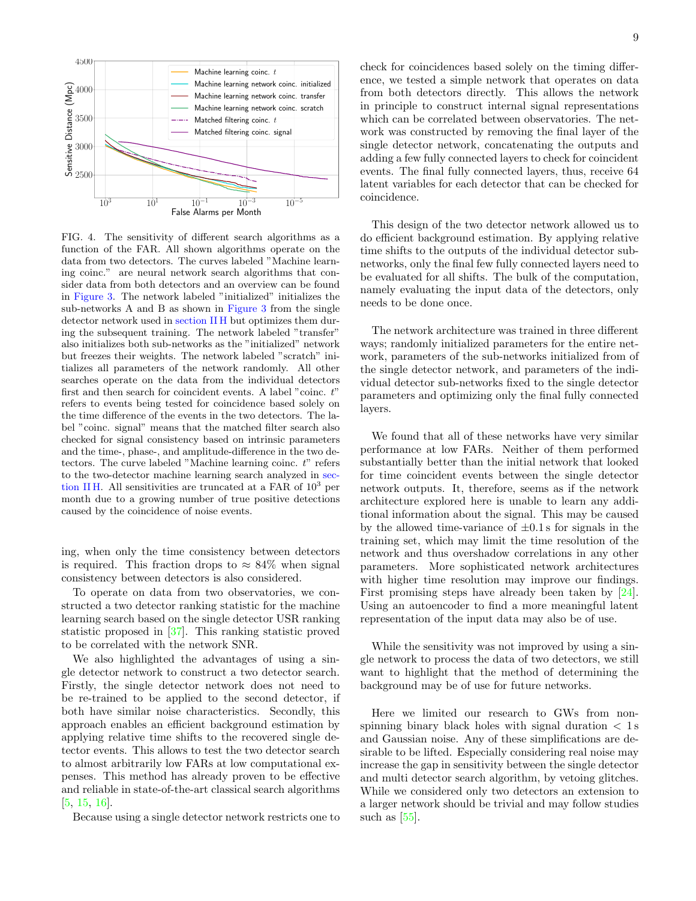FIG. 4. The sensitivity of different search algorithms as a function of the FAR. All shown algorithms operate on the data from two detectors. The curves labeled "Machine learning coinc." are neural network search algorithms that consider data from both detectors and an overview can be found in Figure 3. The network labeled "initialized" initializes the sub-networks A and B as shown in Figure 3 from the single detector network used in section II H but optimizes them during the subsequent training. The network labeled "transfer" also initializes both sub-networks as the "initialized" network but freezes their weights. The network labeled "scratch" initializes all parameters of the network randomly. All other searches operate on the data from the individual detectors first and then search for coincident events. A label "coinc. $t$" refers to events being tested for coincidence based solely on the time difference of the events in the two detectors. The label "coinc. signal" means that the matched filter search also checked for signal consistency based on intrinsic parameters and the time-, phase-, and amplitude-difference in the two detectors. The curve labeled "Machine learning coinc. $t$" refers to the two-detector machine learning search analyzed in section II H. All sensitivities are truncated at a FAR of $10^3$ per month due to a growing number of true positive detections caused by the coincidence of noise events.

ing, when only the time consistency between detectors is required. This fraction drops to $\approx 84\%$ when signal consistency between detectors is also considered.

To operate on data from two observatories, we constructed a two detector ranking statistic for the machine learning search based on the single detector USR ranking statistic proposed in [37]. This ranking statistic proved to be correlated with the network SNR.

We also highlighted the advantages of using a single detector network to construct a two detector search. Firstly, the single detector network does not need to be re-trained to be applied to the second detector, if both have similar noise characteristics. Secondly, this approach enables an efficient background estimation by applying relative time shifts to the recovered single detector events. This allows to test the two detector search to almost arbitrarily low FARs at low computational expenses. This method has already proven to be effective and reliable in state-of-the-art classical search algorithms [5, 15, 16].

Because using a single detector network restricts one to check for coincidences based solely on the timing difference, we tested a simple network that operates on data from both detectors directly. This allows the network in principle to construct internal signal representations which can be correlated between observatories. The network was constructed by removing the final layer of the single detector network, concatenating the outputs and adding a few fully connected layers to check for coincident events. The final fully connected layers, thus, receive 64 latent variables for each detector that can be checked for coincidence.

This design of the two detector network allowed us to do efficient background estimation. By applying relative time shifts to the outputs of the individual detector sub-networks, only the final few fully connected layers need to be evaluated for all shifts. The bulk of the computation, namely evaluating the input data of the detectors, only needs to be done once.

The network architecture was trained in three different ways; randomly initialized parameters for the entire network, parameters of the sub-networks initialized from of the single detector network, and parameters of the individual detector sub-networks fixed to the single detector parameters and optimizing only the final fully connected layers.

We found that all of these networks have very similar performance at low FARs. Neither of them performed substantially better than the initial network that looked for time coincident events between the single detector network outputs. It, therefore, seems as if the network architecture explored here is unable to learn any additional information about the signal. This may be caused by the allowed time-variance of $\pm 0.1$ s for signals in the training set, which may limit the time resolution of the network and thus overshadow correlations in any other parameters. More sophisticated network architectures with higher time resolution may improve our findings. First promising steps have already been taken by [24]. Using an autoencoder to find a more meaningful latent representation of the input data may also be of use.

While the sensitivity was not improved by using a single network to process the data of two detectors, we still want to highlight that the method of determining the background may be of use for future networks.

Here we limited our research to GWs from non-spinning binary black holes with signal duration $< 1$ s and Gaussian noise. Any of these simplifications are desirable to be lifted. Especially considering real noise may increase the gap in sensitivity between the single detector and multi detector search algorithm, by vetoing glitches. While we considered only two detectors an extension to a larger network should be trivial and may follow studies such as [55].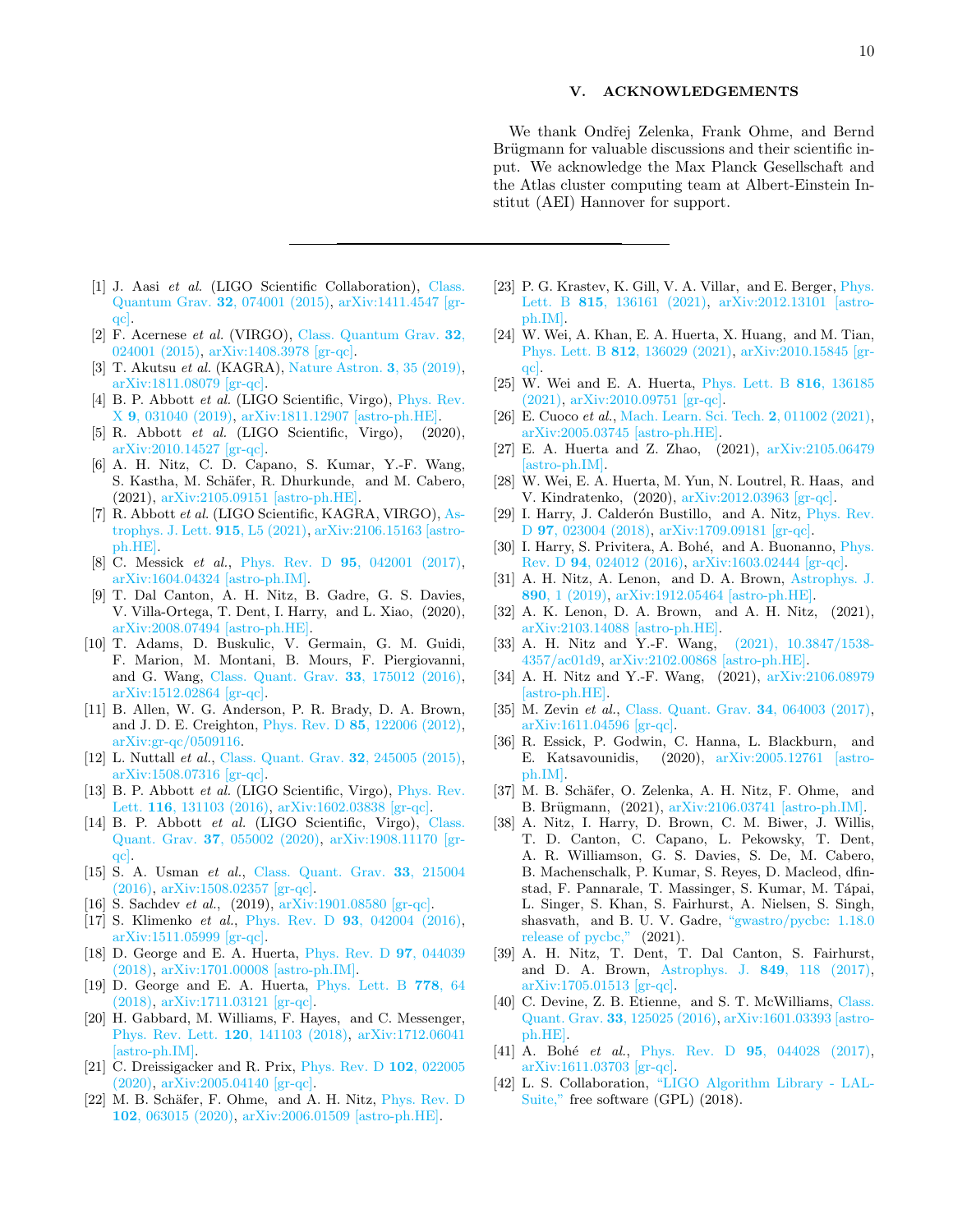## V. ACKNOWLEDGEMENTS

We thank Ondřej Zelenka, Frank Ohme, and Bernd Brügmann for valuable discussions and their scientific input. We acknowledge the Max Planck Gesellschaft and the Atlas cluster computing team at Albert-Einstein Institut (AEI) Hannover for support.

---

[1] J. Aasi *et al.* (LIGO Scientific Collaboration), Class. Quantum Grav. **32**, 074001 (2015), arXiv:1411.4547 [gr-qc].

[2] F. Acernese *et al.* (VIRGO), Class. Quantum Grav. **32**, 024001 (2015), arXiv:1408.3978 [gr-qc].

[3] T. Akutsu *et al.* (KAGRA), Nature Astron. **3**, 35 (2019), arXiv:1811.08079 [gr-qc].

[4] B. P. Abbott *et al.* (LIGO Scientific, Virgo), Phys. Rev. X **9**, 031040 (2019), arXiv:1811.12907 [astro-ph.HE].

[5] R. Abbott *et al.* (LIGO Scientific, Virgo), (2020), arXiv:2010.14527 [gr-qc].

[6] A. H. Nitz, C. D. Capano, S. Kumar, Y.-F. Wang, S. Kastha, M. Schäfer, R. Dhurkunde, and M. Cabero, (2021), arXiv:2105.09151 [astro-ph.HE].

[7] R. Abbott *et al.* (LIGO Scientific, KAGRA, VIRGO), Astrophys. J. Lett. **915**, L5 (2021), arXiv:2106.15163 [astro-ph.HE].

[8] C. Messick *et al.*, Phys. Rev. D **95**, 042001 (2017), arXiv:1604.04324 [astro-ph.IM].

[9] T. Dal Canton, A. H. Nitz, B. Gadre, G. S. Davies, V. Villa-Ortega, T. Dent, I. Harry, and L. Xiao, (2020), arXiv:2008.07494 [astro-ph.HE].

[10] T. Adams, D. Buskulic, V. Germain, G. M. Guidi, F. Marion, M. Montani, B. Mours, F. Piergiovanni, and G. Wang, Class. Quant. Grav. **33**, 175012 (2016), arXiv:1512.02864 [gr-qc].

[11] B. Allen, W. G. Anderson, P. R. Brady, D. A. Brown, and J. D. E. Creighton, Phys. Rev. D **85**, 122006 (2012), arXiv:gr-qc/0509116.

[12] L. Nuttall *et al.*, Class. Quant. Grav. **32**, 245005 (2015), arXiv:1508.07316 [gr-qc].

[13] B. P. Abbott *et al.* (LIGO Scientific, Virgo), Phys. Rev. Lett. **116**, 131103 (2016), arXiv:1602.03838 [gr-qc].

[14] B. P. Abbott *et al.* (LIGO Scientific, Virgo), Class. Quant. Grav. **37**, 055002 (2020), arXiv:1908.11170 [gr-qc].

[15] S. A. Usman *et al.*, Class. Quant. Grav. **33**, 215004 (2016), arXiv:1508.02357 [gr-qc].

[16] S. Sachdev *et al.*, (2019), arXiv:1901.08580 [gr-qc].

[17] S. Klimenko *et al.*, Phys. Rev. D **93**, 042004 (2016), arXiv:1511.05999 [gr-qc].

[18] D. George and E. A. Huerta, Phys. Rev. D **97**, 044039 (2018), arXiv:1701.00008 [astro-ph.IM].

[19] D. George and E. A. Huerta, Phys. Lett. B **778**, 64 (2018), arXiv:1711.03121 [gr-qc].

[20] H. Gabbard, M. Williams, F. Hayes, and C. Messenger, Phys. Rev. Lett. **120**, 141103 (2018), arXiv:1712.06041 [astro-ph.IM].

[21] C. Dreissigacker and R. Prix, Phys. Rev. D **102**, 022005 (2020), arXiv:2005.04140 [gr-qc].

[22] M. B. Schäfer, F. Ohme, and A. H. Nitz, Phys. Rev. D **102**, 063015 (2020), arXiv:2006.01509 [astro-ph.HE].

[23] P. G. Krastev, K. Gill, V. A. Villar, and E. Berger, Phys. Lett. B **815**, 136161 (2021), arXiv:2012.13101 [astro-ph.IM].

[24] W. Wei, A. Khan, E. A. Huerta, X. Huang, and M. Tian, Phys. Lett. B **812**, 136029 (2021), arXiv:2010.15845 [gr-qc].

[25] W. Wei and E. A. Huerta, Phys. Lett. B **816**, 136185 (2021), arXiv:2010.09751 [gr-qc].

[26] E. Cuoco *et al.*, Mach. Learn. Sci. Tech. **2**, 011002 (2021), arXiv:2005.03745 [astro-ph.HE].

[27] E. A. Huerta and Z. Zhao, (2021), arXiv:2105.06479 [astro-ph.IM].

[28] W. Wei, E. A. Huerta, M. Yun, N. Loutrel, R. Haas, and V. Kindratenko, (2020), arXiv:2012.03963 [gr-qc].

[29] I. Harry, J. Calderón Bustillo, and A. Nitz, Phys. Rev. D **97**, 023004 (2018), arXiv:1709.09181 [gr-qc].

[30] I. Harry, S. Privitera, A. Bohé, and A. Buonanno, Phys. Rev. D **94**, 024012 (2016), arXiv:1603.02444 [gr-qc].

[31] A. H. Nitz, A. Lenon, and D. A. Brown, Astrophys. J. **890**, 1 (2019), arXiv:1912.05464 [astro-ph.HE].

[32] A. K. Lenon, D. A. Brown, and A. H. Nitz, (2021), arXiv:2103.14088 [astro-ph.HE].

[33] A. H. Nitz and Y.-F. Wang, (2021), 10.3847/1538-4357/ac01d9, arXiv:2102.00868 [astro-ph.HE].

[34] A. H. Nitz and Y.-F. Wang, (2021), arXiv:2106.08979 [astro-ph.HE].

[35] M. Zevin *et al.*, Class. Quant. Grav. **34**, 064003 (2017), arXiv:1611.04596 [gr-qc].

[36] R. Essick, P. Godwin, C. Hanna, L. Blackburn, and E. Katsavounidis, (2020), arXiv:2005.12761 [astro-ph.IM].

[37] M. B. Schäfer, O. Zelenka, A. H. Nitz, F. Ohme, and B. Brügmann, (2021), arXiv:2106.03741 [astro-ph.IM].

[38] A. Nitz, I. Harry, D. Brown, C. M. Biwer, J. Willis, T. D. Canton, C. Capano, L. Pekowsky, T. Dent, A. R. Williamson, G. S. Davies, S. De, M. Cabero, B. Machenschalk, P. Kumar, S. Reyes, D. Macleod, dfinstad, F. Pannarale, T. Massinger, S. Kumar, M. Tápai, L. Singer, S. Khan, S. Fairhurst, A. Nielsen, S. Singh, shasvath, and B. U. V. Gadre, "gwastro/pycbc: 1.18.0 release of pycbc," (2021).

[39] A. H. Nitz, T. Dent, T. Dal Canton, S. Fairhurst, and D. A. Brown, Astrophys. J. **849**, 118 (2017), arXiv:1705.01513 [gr-qc].

[40] C. Devine, Z. B. Etienne, and S. T. McWilliams, Class. Quant. Grav. **33**, 125025 (2016), arXiv:1601.03393 [astro-ph.HE].

[41] A. Bohé *et al.*, Phys. Rev. D **95**, 044028 (2017), arXiv:1611.03703 [gr-qc].

[42] L. S. Collaboration, "LIGO Algorithm Library - LALSuite," free software (GPL) (2018).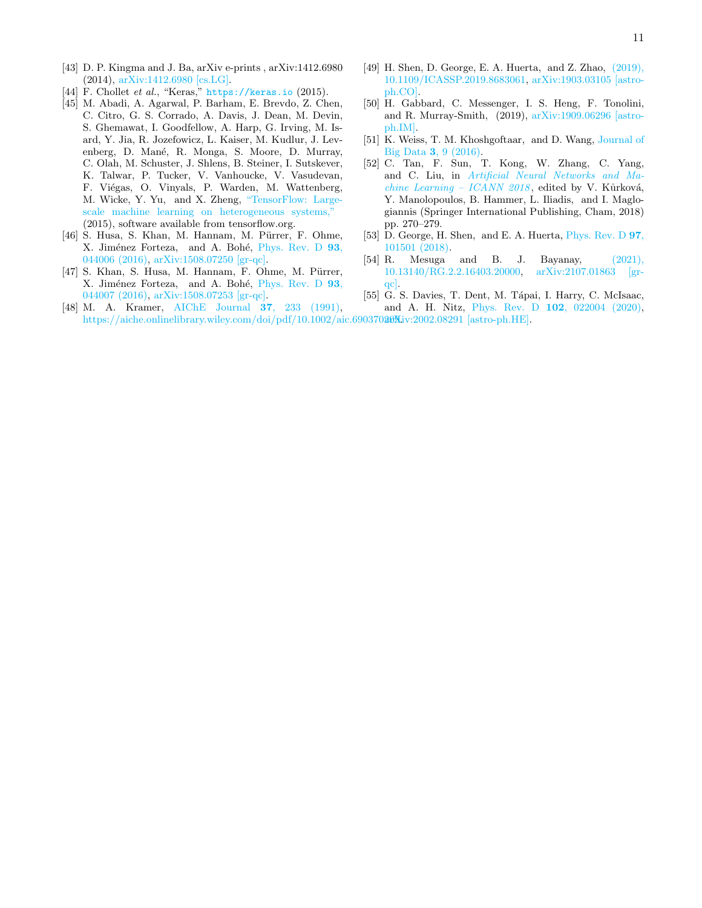[43] D. P. Kingma and J. Ba, arXiv e-prints , arXiv:1412.6980 (2014), arXiv:1412.6980 [cs.LG].

[44] F. Chollet *et al.*, "Keras," `https://keras.io` (2015).

[45] M. Abadi, A. Agarwal, P. Barham, E. Brevdo, Z. Chen, C. Citro, G. S. Corrado, A. Davis, J. Dean, M. Devin, S. Ghemawat, I. Goodfellow, A. Harp, G. Irving, M. Isard, Y. Jia, R. Jozefowicz, L. Kaiser, M. Kudlur, J. Levenberg, D. Mané, R. Monga, S. Moore, D. Murray, C. Olah, M. Schuster, J. Shlens, B. Steiner, I. Sutskever, K. Talwar, P. Tucker, V. Vanhoucke, V. Vasudevan, F. Viégas, O. Vinyals, P. Warden, M. Wattenberg, M. Wicke, Y. Yu, and X. Zheng, "TensorFlow: Large-scale machine learning on heterogeneous systems," (2015), software available from tensorflow.org.

[46] S. Husa, S. Khan, M. Hannam, M. Pürrer, F. Ohme, X. Jiménez Forteza, and A. Bohé, Phys. Rev. D **93**, 044006 (2016), arXiv:1508.07250 [gr-qc].

[47] S. Khan, S. Husa, M. Hannam, F. Ohme, M. Pürrer, X. Jiménez Forteza, and A. Bohé, Phys. Rev. D **93**, 044007 (2016), arXiv:1508.07253 [gr-qc].

[48] M. A. Kramer, AIChE Journal **37**, 233 (1991), https://aiche.onlinelibrary.wiley.com/doi/pdf/10.1002/aic.690370209.

[49] H. Shen, D. George, E. A. Huerta, and Z. Zhao, (2019), 10.1109/ICASSP.2019.8683061, arXiv:1903.03105 [astro-ph.CO].

[50] H. Gabbard, C. Messenger, I. S. Heng, F. Tonolini, and R. Murray-Smith, (2019), arXiv:1909.06296 [astro-ph.IM].

[51] K. Weiss, T. M. Khoshgoftaar, and D. Wang, Journal of Big Data **3**, 9 (2016).

[52] C. Tan, F. Sun, T. Kong, W. Zhang, C. Yang, and C. Liu, in *Artificial Neural Networks and Machine Learning – ICANN 2018*, edited by V. Kůrková, Y. Manolopoulos, B. Hammer, L. Iliadis, and I. Maglogiannis (Springer International Publishing, Cham, 2018) pp. 270–279.

[53] D. George, H. Shen, and E. A. Huerta, Phys. Rev. D **97**, 101501 (2018).

[54] R. Mesuga and B. J. Bayanay, (2021), 10.13140/RG.2.2.16403.20000, arXiv:2107.01863 [gr-qc].

[55] G. S. Davies, T. Dent, M. Tápai, I. Harry, C. McIsaac, and A. H. Nitz, Phys. Rev. D **102**, 022004 (2020), arXiv:2002.08291 [astro-ph.HE].